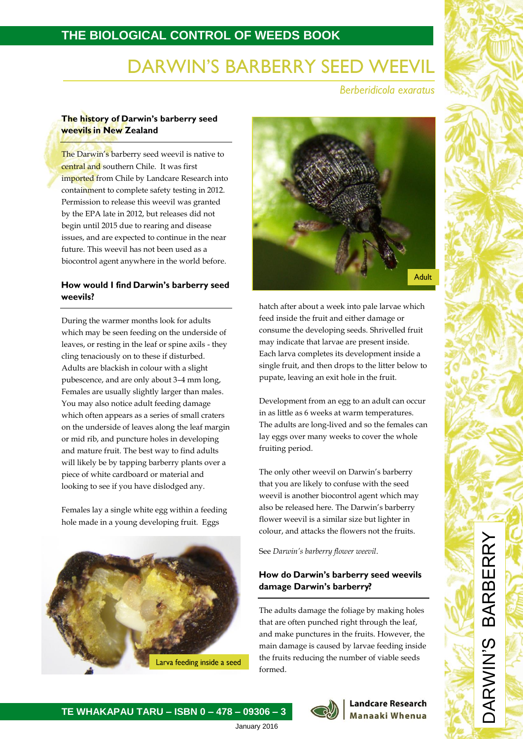# DARWIN'S BARBERRY SEED WEEVIL

*Berberidicola exaratus*

### The history of Darwin's barberry seed weevils in New Zealand

The Darwin's barberry seed weevil is native to central and southern Chile. It was first imported from Chile by Landcare Research into containment to complete safety testing in 2012. Permission to release this weevil was granted by the EPA late in 2012, but releases did not begin until 2015 due to rearing and disease issues, and are expected to continue in the near future. This weevil has not been used as a biocontrol agent anywhere in the world before.

### How would I find Darwin's barberry seed weevils?

During the warmer months look for adults which may be seen feeding on the underside of leaves, or resting in the leaf or spine axils - they cling tenaciously on to these if disturbed. Adults are blackish in colour with a slight pubescence, and are only about 3–4 mm long, Females are usually slightly larger than males. You may also notice adult feeding damage which often appears as a series of small craters on the underside of leaves along the leaf margin or mid rib, and puncture holes in developing and mature fruit. The best way to find adults will likely be by tapping barberry plants over a piece of white cardboard or material and looking to see if you have dislodged any.

Females lay a single white egg within a feeding hole made in a young developing fruit. Eggs hatch after about a week into pale larvae which feed inside the fruit and either damage or consume the developing seeds. Shrivelled fruit may indicate that larvae are present inside. Each larva completes its development inside a single fruit, and then drops to the litter below to pupate, leaving an exit hole in the fruit.

Larva feeding inside a seed

Adult

Development from an egg to an adult can occur in as little as 6 weeks at warm temperatures. The adults are long-lived and so the females can lay eggs over many weeks to cover the whole fruiting period.

The only other weevil on Darwin's barberry that you are likely to confuse with the seed weevil is another biocontrol agent which may also be released here. The Darwin's barberry flower weevil is a similar size but lighter in colour, and attacks the flowers not the fruits.

See *Darwin's barberry flower weevil*.

### How do Darwin's barberry seed weevils damage Darwin's barberry?

The adults damage the foliage by making holes that are often punched right through the leaf, and make punctures in the fruits. However, the main damage is caused by larvae feeding inside the fruits reducing the number of viable seeds formed.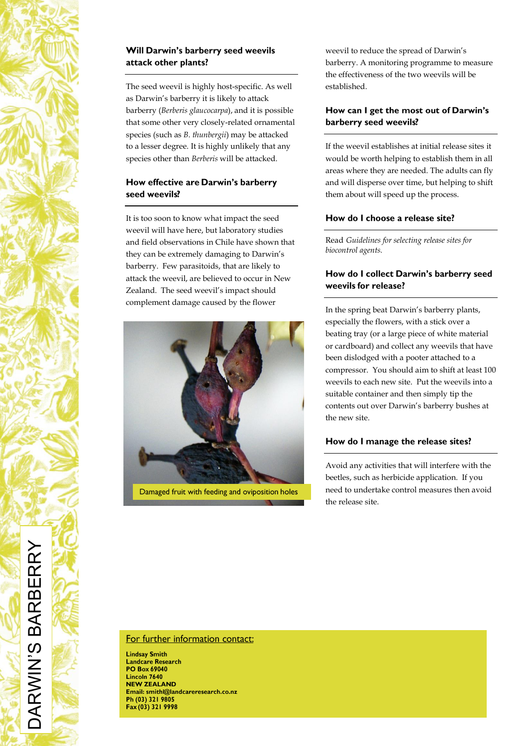## Will Darwin's barberry seed weevils attack other plants?

The seed weevil is highly host-specific. As well as Darwin's barberry it is likely to attack barberry (*Berberis glaucocarpa*), and it is possible that some other very closely-related ornamental species (such as *B. thunbergii*) may be attacked to a lesser degree. It is highly unlikely that any species other than *Berberis* will be attacked.

## How effective are Darwin's barberry seed weevils?

It is too soon to know what impact the seed weevil will have here, but laboratory studies and field observations in Chile have shown that they can be extremely damaging to Darwin's barberry. Few parasitoids, that are likely to attack the weevil, are believed to occur in New Zealand. The seed weevil's impact should complement damage caused by the flower weevil to reduce the spread of Darwin's barberry. A monitoring programme to measure the effectiveness of the two weevils will be established.

Damaged fruit with feeding and oviposition holes

## How can I get the most out of Darwin's barberry seed weevils?

If the weevil establishes at initial release sites it would be worth helping to establish them in all areas where they are needed. The adults can fly and will disperse over time, but helping to shift them about will speed up the process.

## How do I choose a release site?

Read *Guidelines for selecting release sites for biocontrol agents.*

## How do I collect Darwin's barberry seed weevils for release?

In the spring beat Darwin's barberry plants, especially the flowers, with a stick over a beating tray (or a large piece of white material or cardboard) and collect any weevils that have been dislodged with a pooter attached to a compressor. You should aim to shift at least 100 weevils to each new site. Put the weevils into a suitable container and then simply tip the contents out over Darwin's barberry bushes at the new site.

## How do I manage the release sites?

Avoid any activities that will interfere with the beetles, such as herbicide application. If you need to undertake control measures then avoid the release site.

For further information contact:

**Lindsay Smith**
**Landcare Research**
**PO Box 69040**
**Lincoln 7640**
**NEW ZEALAND**
**Email: smithl@landcareresearch.co.nz**
**Ph (03) 321 9805**
**Fax (03) 321 9998**

DARWIN'S BARBERRY